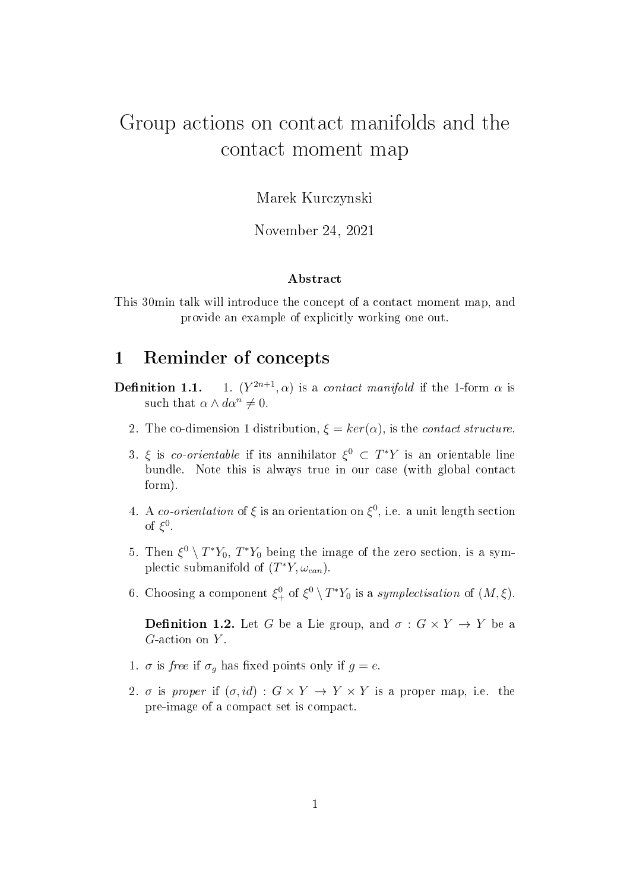# Group actions on contact manifolds and the contact moment map

Marek Kurczynski

November 24, 2021

### Abstract

This 30min talk will introduce the concept of a contact moment map, and provide an example of explicitly working one out.

## 1 Reminder of concepts

**Definition 1.1.**

1. $(Y^{2n+1}, \alpha)$ is a *contact manifold* if the 1-form $\alpha$ is such that $\alpha \wedge d\alpha^n \neq 0$.
2. The co-dimension 1 distribution, $\xi = ker(\alpha)$, is the *contact structure*.
3. $\xi$ is *co-orientable* if its annihilator $\xi^0 \subset T^*Y$ is an orientable line bundle. Note this is always true in our case (with global contact form).
4. A *co-orientation* of $\xi$ is an orientation on $\xi^0$, i.e. a unit length section of $\xi^0$.
5. Then $\xi^0 \setminus T^*Y_0$, $T^*Y_0$ being the image of the zero section, is a symplectic submanifold of $(T^*Y, \omega_{can})$.
6. Choosing a component $\xi^0_+$ of $\xi^0 \setminus T^*Y_0$ is a *symplectisation* of $(M, \xi)$.

**Definition 1.2.** Let $G$ be a Lie group, and $\sigma : G \times Y \to Y$ be a $G$-action on $Y$.

1. $\sigma$ is *free* if $\sigma_g$ has fixed points only if $g = e$.
2. $\sigma$ is *proper* if $(\sigma, id) : G \times Y \to Y \times Y$ is a proper map, i.e. the pre-image of a compact set is compact.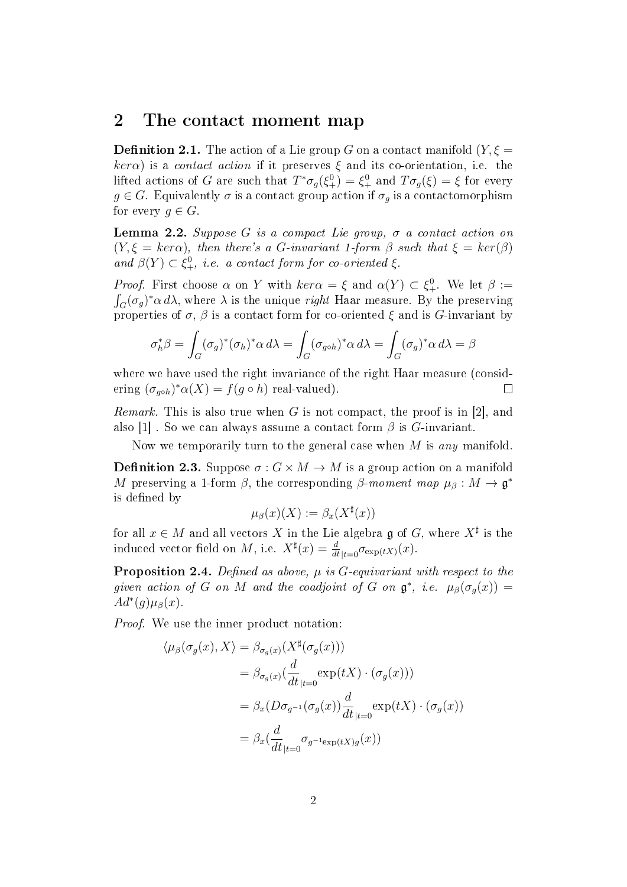## 2 The contact moment map

**Definition 2.1.** The action of a Lie group $G$ on a contact manifold $(Y, \xi = ker\alpha)$ is a *contact action* if it preserves $\xi$ and its co-orientation, i.e. the lifted actions of $G$ are such that $T^*\sigma_g(\xi^0_+) = \xi^0_+$ and $T\sigma_g(\xi) = \xi$ for every $g \in G$. Equivalently $\sigma$ is a contact group action if $\sigma_g$ is a contactomorphism for every $g \in G$.

**Lemma 2.2.** *Suppose $G$ is a compact Lie group, $\sigma$ a contact action on $(Y, \xi = ker\alpha)$, then there's a $G$-invariant 1-form $\beta$ such that $\xi = ker(\beta)$ and $\beta(Y) \subset \xi^0_+$, i.e. a contact form for co-oriented $\xi$.*

*Proof.* First choose $\alpha$ on $Y$ with $ker\alpha = \xi$ and $\alpha(Y) \subset \xi^0_+$. We let $\beta := \int_G (\sigma_g)^*\alpha \, d\lambda$, where $\lambda$ is the unique *right* Haar measure. By the preserving properties of $\sigma$, $\beta$ is a contact form for co-oriented $\xi$ and is $G$-invariant by

$$\sigma_h^*\beta = \int_G (\sigma_g)^*(\sigma_h)^*\alpha \, d\lambda = \int_G (\sigma_{g\circ h})^*\alpha \, d\lambda = \int_G (\sigma_g)^*\alpha \, d\lambda = \beta$$

where we have used the right invariance of the right Haar measure (considering $(\sigma_{g\circ h})^*\alpha(X) = f(g \circ h)$ real-valued). $\square$

*Remark.* This is also true when $G$ is not compact, the proof is in [2], and also [1] . So we can always assume a contact form $\beta$ is $G$-invariant.

Now we temporarily turn to the general case when $M$ is *any* manifold.

**Definition 2.3.** Suppose $\sigma : G \times M \to M$ is a group action on a manifold $M$ preserving a 1-form $\beta$, the corresponding $\beta$*-moment map* $\mu_\beta : M \to \mathfrak{g}^*$ is defined by

$$\mu_\beta(x)(X) := \beta_x(X^\sharp(x))$$

for all $x \in M$ and all vectors $X$ in the Lie algebra $\mathfrak{g}$ of $G$, where $X^\sharp$ is the induced vector field on $M$, i.e. $X^\sharp(x) = \frac{d}{dt}_{|t=0}\sigma_{\exp(tX)}(x)$.

**Proposition 2.4.** *Defined as above, $\mu$ is $G$-equivariant with respect to the given action of $G$ on $M$ and the coadjoint of $G$ on $\mathfrak{g}^*$, i.e. $\mu_\beta(\sigma_g(x)) = Ad^*(g)\mu_\beta(x)$.*

*Proof.* We use the inner product notation:

$$\begin{aligned}
\langle \mu_\beta(\sigma_g(x), X\rangle &= \beta_{\sigma_g(x)}(X^\sharp(\sigma_g(x))) \\
&= \beta_{\sigma_g(x)}(\frac{d}{dt}_{|t=0}\exp(tX) \cdot (\sigma_g(x))) \\
&= \beta_x(D\sigma_{g^{-1}}(\sigma_g(x))\frac{d}{dt}_{|t=0}\exp(tX) \cdot (\sigma_g(x)) \\
&= \beta_x(\frac{d}{dt}_{|t=0}\sigma_{g^{-1}\exp(tX)g}(x))
\end{aligned}$$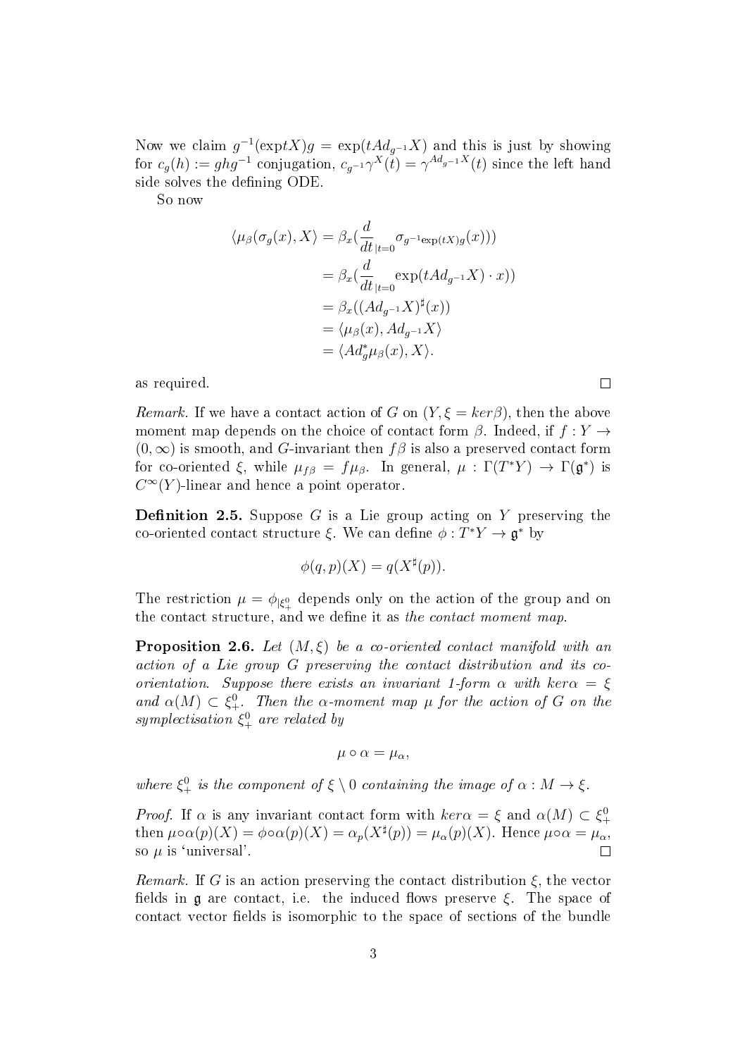Now we claim $g^{-1}(\exp tX)g = \exp(tAd_{g^{-1}}X)$ and this is just by showing for $c_g(h) := ghg^{-1}$ conjugation, $c_{g^{-1}}\gamma^X(t) = \gamma^{Ad_{g^{-1}}X}(t)$ since the left hand side solves the defining ODE.

So now

$$
\begin{aligned}
\langle \mu_\beta(\sigma_g(x), X\rangle &= \beta_x(\frac{d}{dt}_{|t=0}\sigma_{g^{-1}\exp(tX)g}(x))) \\
&= \beta_x(\frac{d}{dt}_{|t=0}\exp(tAd_{g^{-1}}X)\cdot x)) \\
&= \beta_x((Ad_{g^{-1}}X)^\sharp(x)) \\
&= \langle \mu_\beta(x), Ad_{g^{-1}}X\rangle \\
&= \langle Ad_g^*\mu_\beta(x), X\rangle.
\end{aligned}
$$

as required. ∎

*Remark.* If we have a contact action of $G$ on $(Y, \xi = ker\beta)$, then the above moment map depends on the choice of contact form $\beta$. Indeed, if $f : Y \to (0, \infty)$ is smooth, and $G$-invariant then $f\beta$ is also a preserved contact form for co-oriented $\xi$, while $\mu_{f\beta} = f\mu_\beta$. In general, $\mu : \Gamma(T^*Y) \to \Gamma(\mathfrak{g}^*)$ is $C^\infty(Y)$-linear and hence a point operator.

**Definition 2.5.** Suppose $G$ is a Lie group acting on $Y$ preserving the co-oriented contact structure $\xi$. We can define $\phi : T^*Y \to \mathfrak{g}^*$ by

$$\phi(q, p)(X) = q(X^\sharp(p)).$$

The restriction $\mu = \phi_{|\xi^0_+}$ depends only on the action of the group and on the contact structure, and we define it as *the contact moment map*.

**Proposition 2.6.** *Let $(M, \xi)$ be a co-oriented contact manifold with an action of a Lie group $G$ preserving the contact distribution and its co-orientation. Suppose there exists an invariant 1-form $\alpha$ with $ker\alpha = \xi$ and $\alpha(M) \subset \xi^0_+$. Then the $\alpha$-moment map $\mu$ for the action of $G$ on the symplectisation $\xi^0_+$ are related by*

$$\mu \circ \alpha = \mu_\alpha,$$

*where $\xi^0_+$ is the component of $\xi \setminus 0$ containing the image of $\alpha : M \to \xi$.*

*Proof.* If $\alpha$ is any invariant contact form with $ker\alpha = \xi$ and $\alpha(M) \subset \xi^0_+$ then $\mu\circ\alpha(p)(X) = \phi\circ\alpha(p)(X) = \alpha_p(X^\sharp(p)) = \mu_\alpha(p)(X)$. Hence $\mu\circ\alpha = \mu_\alpha$, so $\mu$ is 'universal'. ∎

*Remark.* If $G$ is an action preserving the contact distribution $\xi$, the vector fields in $\mathfrak{g}$ are contact, i.e. the induced flows preserve $\xi$. The space of contact vector fields is isomorphic to the space of sections of the bundle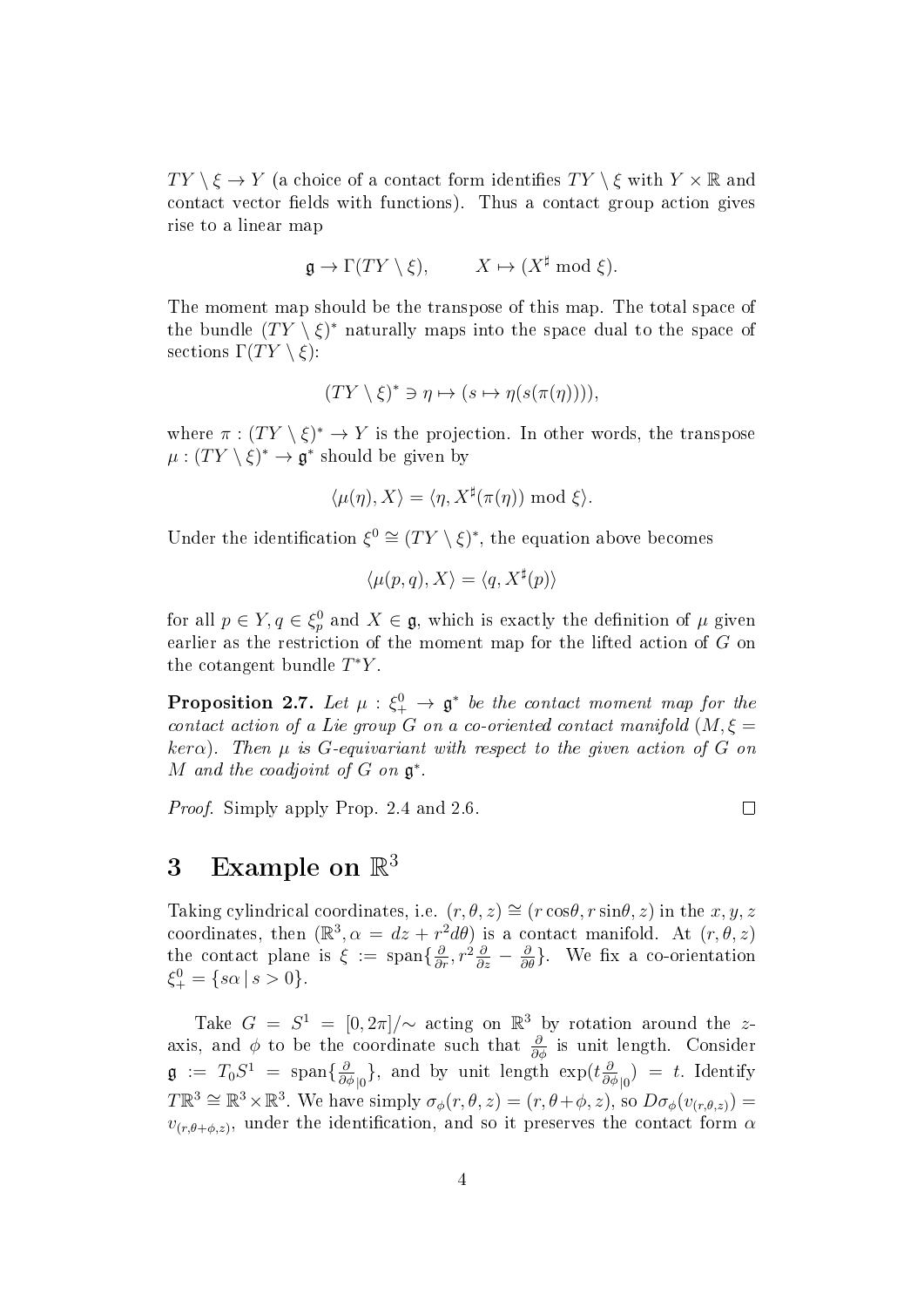$TY \setminus \xi \to Y$ (a choice of a contact form identifies $TY \setminus \xi$ with $Y \times \mathbb{R}$ and contact vector fields with functions). Thus a contact group action gives rise to a linear map

$$\mathfrak{g} \to \Gamma(TY \setminus \xi), \qquad X \mapsto (X^\sharp \bmod \xi).$$

The moment map should be the transpose of this map. The total space of the bundle $(TY \setminus \xi)^*$ naturally maps into the space dual to the space of sections $\Gamma(TY \setminus \xi)$:

$$(TY \setminus \xi)^* \ni \eta \mapsto (s \mapsto \eta(s(\pi(\eta)))),$$

where $\pi : (TY \setminus \xi)^* \to Y$ is the projection. In other words, the transpose $\mu : (TY \setminus \xi)^* \to \mathfrak{g}^*$ should be given by

$$\langle \mu(\eta), X \rangle = \langle \eta, X^\sharp(\pi(\eta)) \bmod \xi \rangle.$$

Under the identification $\xi^0 \cong (TY \setminus \xi)^*$, the equation above becomes

$$\langle \mu(p, q), X \rangle = \langle q, X^\sharp(p) \rangle$$

for all $p \in Y, q \in \xi^0_p$ and $X \in \mathfrak{g}$, which is exactly the definition of $\mu$ given earlier as the restriction of the moment map for the lifted action of $G$ on the cotangent bundle $T^*Y$.

**Proposition 2.7.** *Let $\mu : \xi^0_+ \to \mathfrak{g}^*$ be the contact moment map for the contact action of a Lie group $G$ on a co-oriented contact manifold $(M, \xi = ker\alpha)$. Then $\mu$ is $G$-equivariant with respect to the given action of $G$ on $M$ and the coadjoint of $G$ on $\mathfrak{g}^*$.*

*Proof.* Simply apply Prop. 2.4 and 2.6. $\square$

# 3 Example on $\mathbb{R}^3$

Taking cylindrical coordinates, i.e. $(r, \theta, z) \cong (r\cos\theta, r\sin\theta, z)$ in the $x, y, z$ coordinates, then $(\mathbb{R}^3, \alpha = dz + r^2 d\theta)$ is a contact manifold. At $(r, \theta, z)$ the contact plane is $\xi := \text{span}\{\frac{\partial}{\partial r}, r^2\frac{\partial}{\partial z} - \frac{\partial}{\partial \theta}\}$. We fix a co-orientation $\xi^0_+ = \{s\alpha \,|\, s > 0\}$.

Take $G = S^1 = [0, 2\pi]/\sim$ acting on $\mathbb{R}^3$ by rotation around the $z$-axis, and $\phi$ to be the coordinate such that $\frac{\partial}{\partial \phi}$ is unit length. Consider $\mathfrak{g} := T_0 S^1 = \text{span}\{\frac{\partial}{\partial \phi}_{|0}\}$, and by unit length $\exp(t\frac{\partial}{\partial \phi}_{|0}) = t$. Identify $T\mathbb{R}^3 \cong \mathbb{R}^3 \times \mathbb{R}^3$. We have simply $\sigma_\phi(r, \theta, z) = (r, \theta + \phi, z)$, so $D\sigma_\phi(v_{(r,\theta,z)}) = v_{(r,\theta+\phi,z)}$, under the identification, and so it preserves the contact form $\alpha$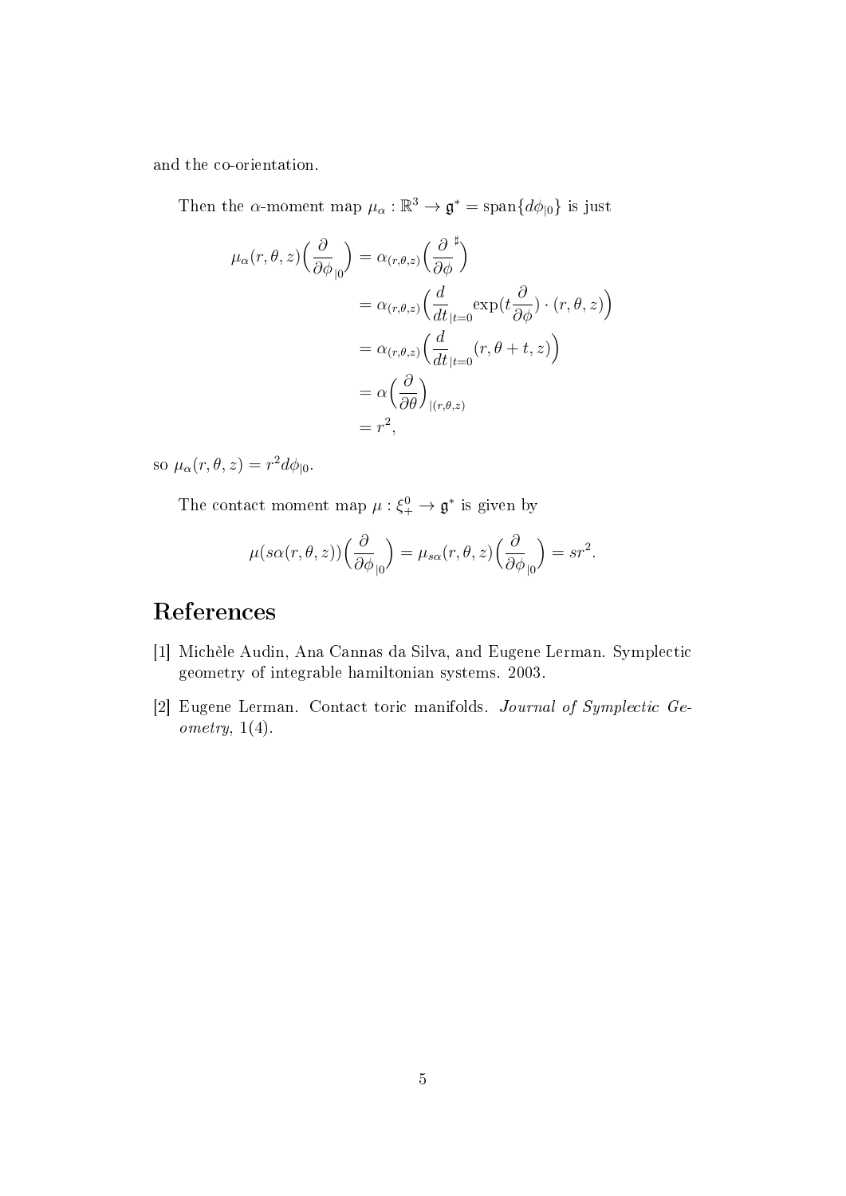and the co-orientation.

Then the $\alpha$-moment map $\mu_\alpha : \mathbb{R}^3 \to \mathfrak{g}^* = \operatorname{span}\{d\phi_{|0}\}$ is just

$$
\begin{aligned}
\mu_\alpha(r,\theta,z)\Big(\frac{\partial}{\partial\phi}_{|0}\Big) &= \alpha_{(r,\theta,z)}\Big(\frac{\partial}{\partial\phi}^{\sharp}\Big) \\
&= \alpha_{(r,\theta,z)}\Big(\frac{d}{dt}_{|t=0}\exp(t\frac{\partial}{\partial\phi})\cdot(r,\theta,z)\Big) \\
&= \alpha_{(r,\theta,z)}\Big(\frac{d}{dt}_{|t=0}(r,\theta+t,z)\Big) \\
&= \alpha\Big(\frac{\partial}{\partial\theta}\Big)_{|(r,\theta,z)} \\
&= r^2,
\end{aligned}
$$

so $\mu_\alpha(r,\theta,z) = r^2 d\phi_{|0}$.

The contact moment map $\mu : \xi^0_+ \to \mathfrak{g}^*$ is given by

$$
\mu(s\alpha(r,\theta,z))\Big(\frac{\partial}{\partial\phi}_{|0}\Big) = \mu_{s\alpha}(r,\theta,z)\Big(\frac{\partial}{\partial\phi}_{|0}\Big) = sr^2.
$$

# References

[1] Michèle Audin, Ana Cannas da Silva, and Eugene Lerman. Symplectic geometry of integrable hamiltonian systems. 2003.

[2] Eugene Lerman. Contact toric manifolds. *Journal of Symplectic Geometry*, 1(4).